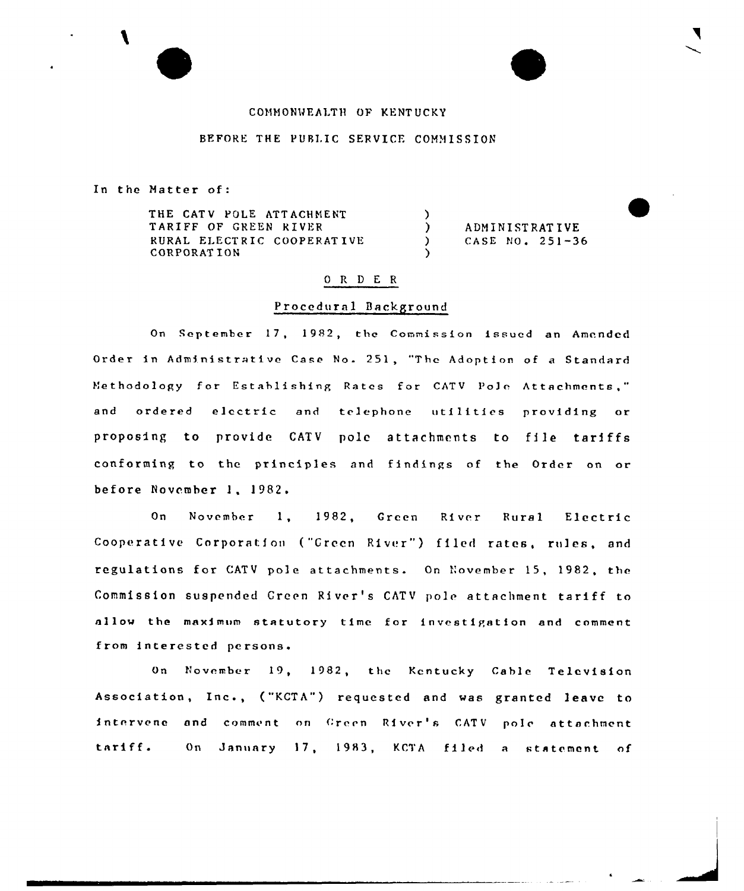COMMONWEALTH OF KENTUCKY

BEFORE THE PUBLIC SERVICE COMMISSION

In the Matter of:

| | | |
|---|---|---|
| THE CATV POLE ATTACHMENT TARIFF OF GREEN RIVER RURAL ELECTRIC COOPERATIVE CORPORATION | ) ) ) ) | ADMINISTRATIVE CASE NO. 251-36 |

## O R D E R

### Procedural Background

On September 17, 1982, the Commission issued an Amended Order in Administrative Case No. 251, "The Adoption of a Standard Methodology for Establishing Rates for CATV Pole Attachments," and ordered electric and telephone utilities providing or proposing to provide CATV pole attachments to file tariffs conforming to the principles and findings of the Order on or before November 1, 1982.

On November 1, 1982, Green River Rural Electric Cooperative Corporation ("Green River") filed rates, rules, and regulations for CATV pole attachments. On November 15, 1982, the Commission suspended Green River's CATV pole attachment tariff to allow the maximum statutory time for investigation and comment from interested persons.

On November 19, 1982, the Kentucky Cable Television Association, Inc., ("KCTA") requested and was granted leave to intervene and comment on Green River's CATV pole attachment tariff. On January 17, 1983, KCTA filed a statement of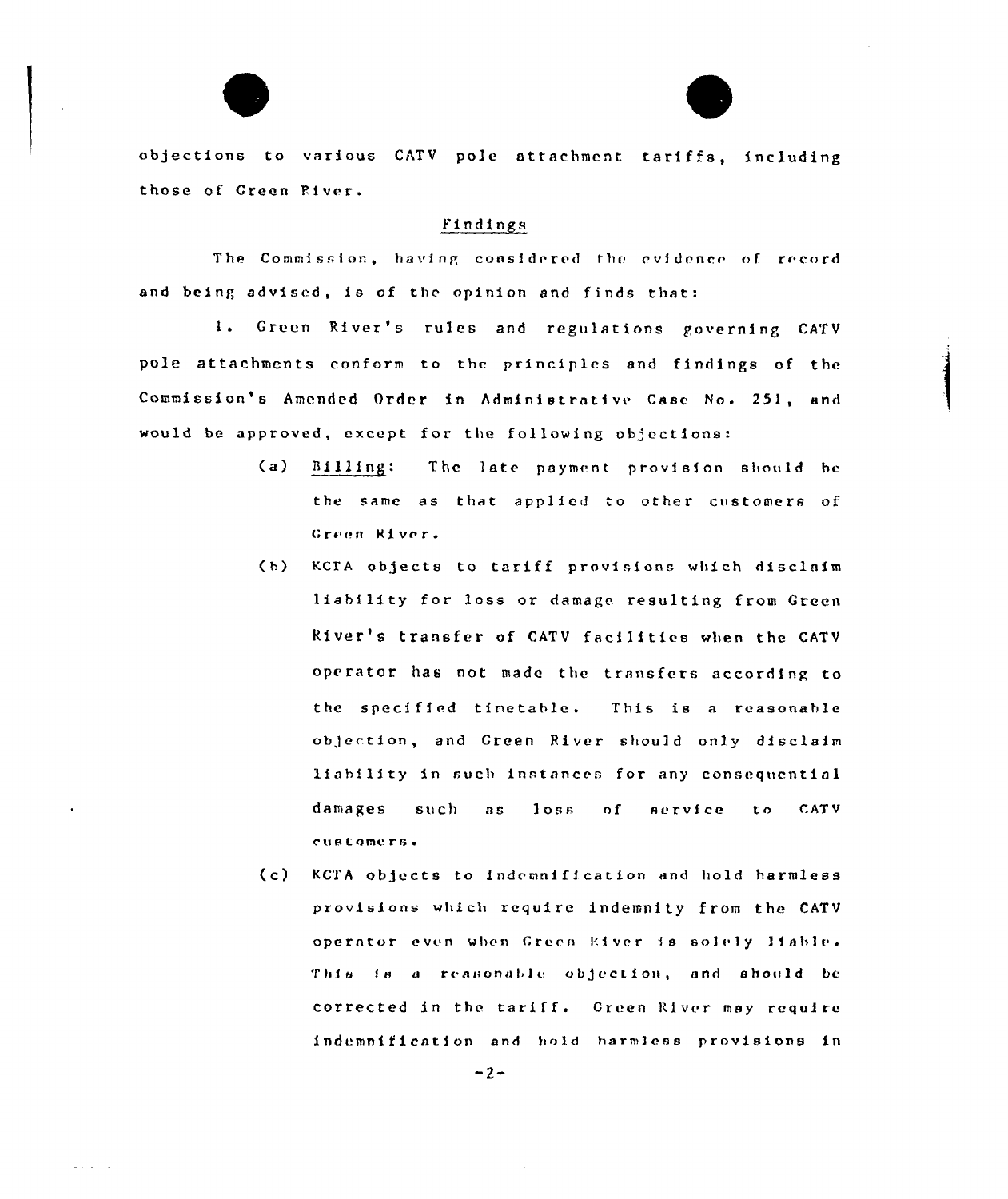objections to various CATV pole attachment tariffs, including those of Green River.

## Findings

The Commission, having considered the evidence of record and being advised, is of the opinion and finds that:

1. Green River's rules and regulations governing CATV pole attachments conform to the principles and findings of the Commission's Amended Order in Administrative Case No. 251, and would be approved, except for the following objections:

   (a) Billing: The late payment provision should be the same as that applied to other customers of Green River.

   (b) KCTA objects to tariff provisions which disclaim liability for loss or damage resulting from Green River's transfer of CATV facilities when the CATV operator has not made the transfers according to the specified timetable. This is a reasonable objection, and Green River should only disclaim liability in such instances for any consequential damages such as loss of service to CATV customers.

   (c) KCTA objects to indemnification and hold harmless provisions which require indemnity from the CATV operator even when Green River is solely liable. This is a reasonable objection, and should be corrected in the tariff. Green River may require indemnification and hold harmless provisions in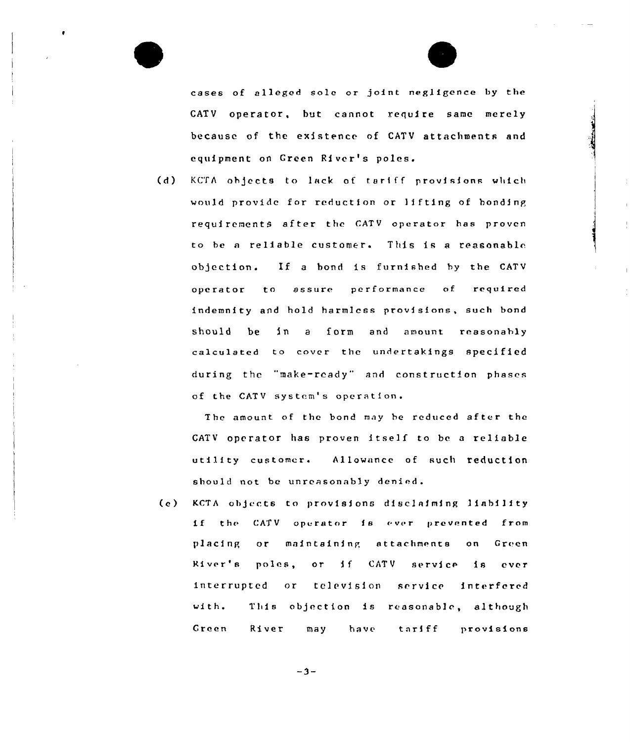cases of alleged sole or joint negligence by the CATV operator, but cannot require same merely because of the existence of CATV attachments and equipment on Green River's poles.

(d) KCTA objects to lack of tariff provisions which would provide for reduction or lifting of bonding requirements after the CATV operator has proven to be a reliable customer. This is a reasonable objection. If a bond is furnished by the CATV operator to assure performance of required indemnity and hold harmless provisions, such bond should be in a form and amount reasonably calculated to cover the undertakings specified during the "make-ready" and construction phases of the CATV system's operation.

The amount of the bond may be reduced after the CATV operator has proven itself to be a reliable utility customer. Allowance of such reduction should not be unreasonably denied.

(e) KCTA objects to provisions disclaiming liability if the CATV operator is ever prevented from placing or maintaining attachments on Green River's poles, or if CATV service is ever interrupted or television service interfered with. This objection is reasonable, although Green River may have tariff provisions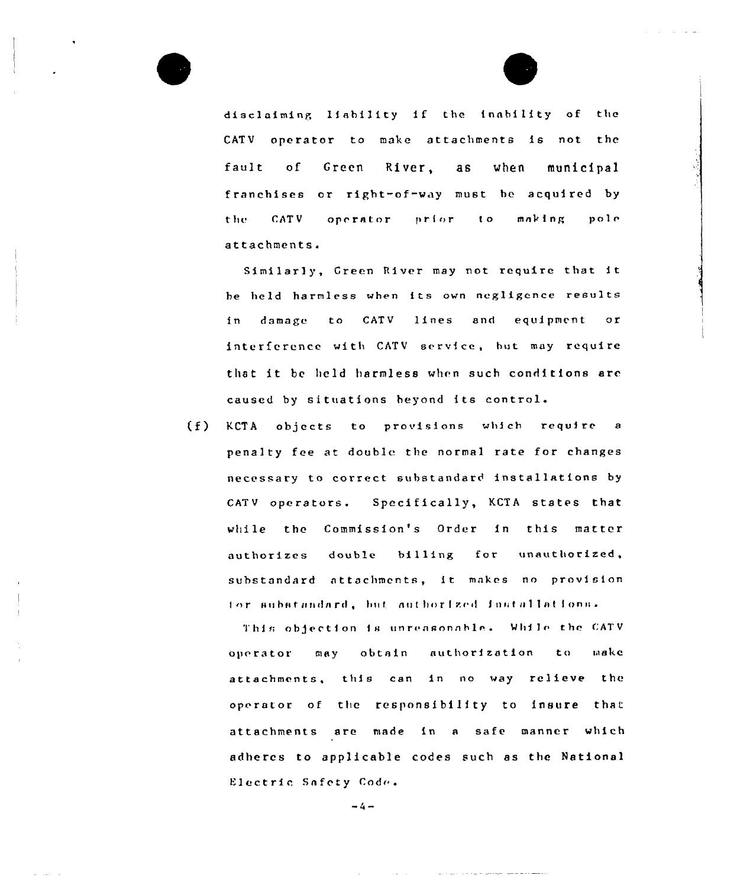disclaiming liability if the inability of the CATV operator to make attachments is not the fault of Green River, as when municipal franchises or right-of-way must be acquired by the CATV operator prior to making pole attachments.

Similarly, Green River may not require that it be held harmless when its own negligence results in damage to CATV lines and equipment or interference with CATV service, but may require that it be held harmless when such conditions are caused by situations beyond its control.

(f) KCTA objects to provisions which require a penalty fee at double the normal rate for changes necessary to correct substandard installations by CATV operators. Specifically, KCTA states that while the Commission's Order in this matter authorizes double billing for unauthorized, substandard attachments, it makes no provision for substandard, but authorized installations.

This objection is unreasonable. While the CATV operator may obtain authorization to make attachments, this can in no way relieve the operator of the responsibility to insure that attachments are made in a safe manner which adheres to applicable codes such as the National Electric Safety Code.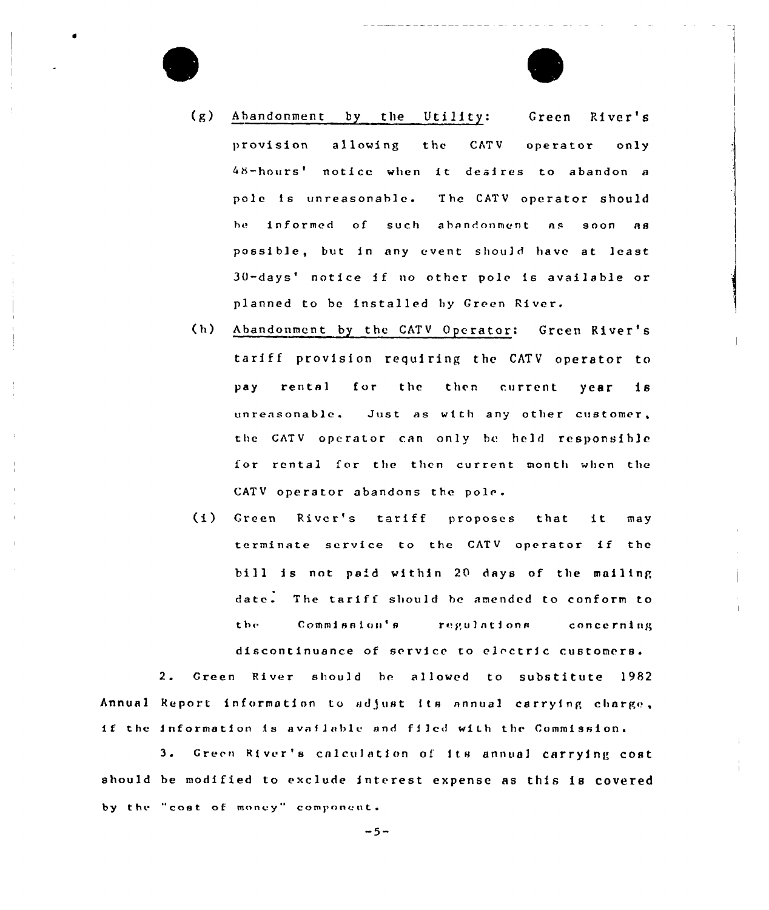(g) Abandonment by the Utility: Green River's provision allowing the CATV operator only 48-hours' notice when it desires to abandon a pole is unreasonable. The CATV operator should be informed of such abandonment as soon as possible, but in any event should have at least 30-days' notice if no other pole is available or planned to be installed by Green River.

(h) Abandonment by the CATV Operator: Green River's tariff provision requiring the CATV operator to pay rental for the then current year is unreasonable. Just as with any other customer, the CATV operator can only be held responsible for rental for the then current month when the CATV operator abandons the pole.

(i) Green River's tariff proposes that it may terminate service to the CATV operator if the bill is not paid within 20 days of the mailing date. The tariff should be amended to conform to the Commission's regulations concerning discontinuance of service to electric customers.

2. Green River should be allowed to substitute 1982 Annual Report information to adjust its annual carrying charge, if the information is available and filed with the Commission.

3. Green River's calculation of its annual carrying cost should be modified to exclude interest expense as this is covered by the "cost of money" component.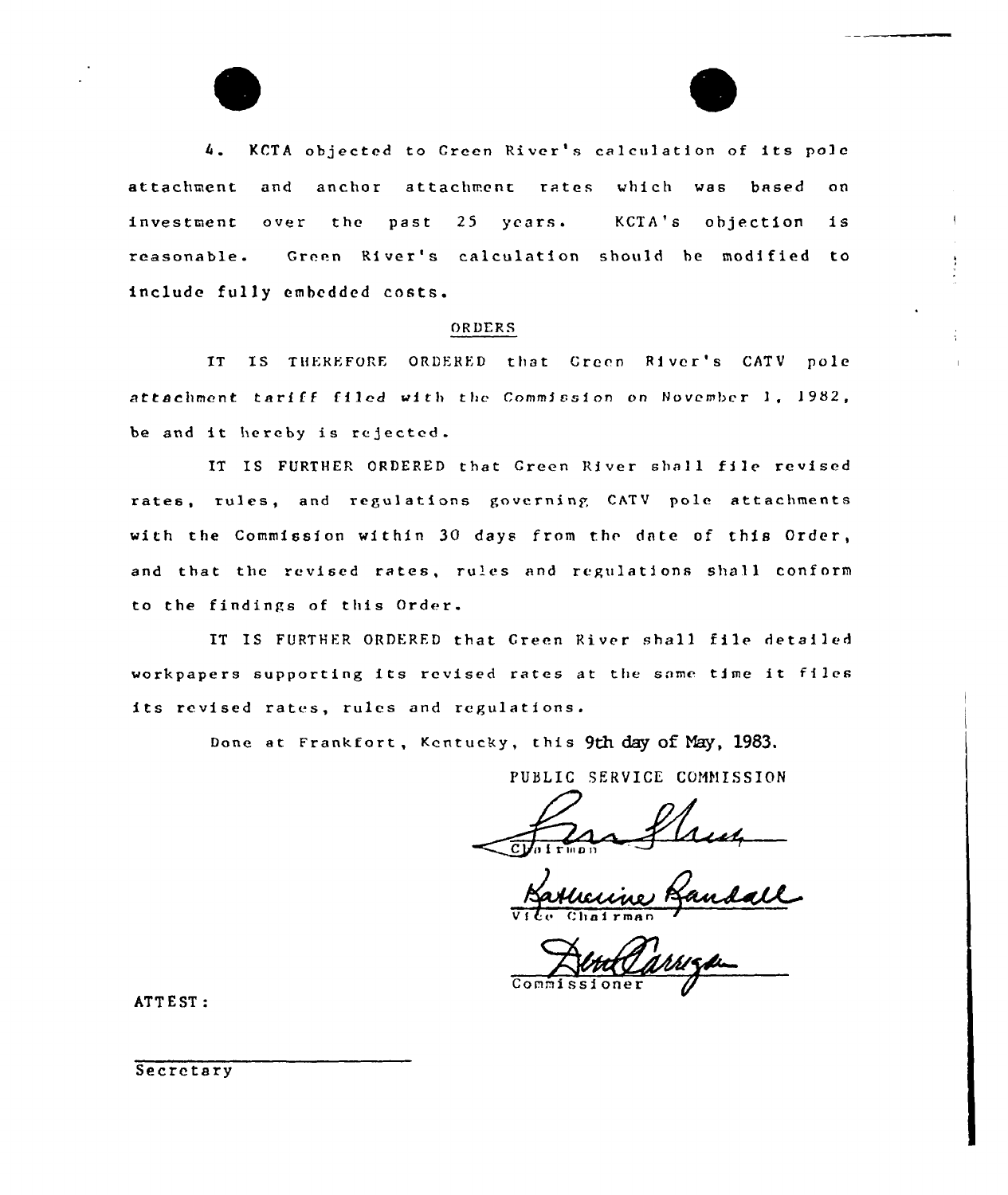4. KCTA objected to Green River's calculation of its pole attachment and anchor attachment rates which was based on investment over the past 25 years. KCTA's objection is reasonable. Green River's calculation should be modified to include fully embedded costs.

## ORDERS

IT IS THEREFORE ORDERED that Green River's CATV pole attachment tariff filed with the Commission on November 1, 1982, be and it hereby is rejected.

IT IS FURTHER ORDERED that Green River shall file revised rates, rules, and regulations governing CATV pole attachments with the Commission within 30 days from the date of this Order, and that the revised rates, rules and regulations shall conform to the findings of this Order.

IT IS FURTHER ORDERED that Green River shall file detailed workpapers supporting its revised rates at the same time it files its revised rates, rules and regulations.

Done at Frankfort, Kentucky, this 9th day of May, 1983.

PUBLIC SERVICE COMMISSION

Chairman

Vice Chairman

Commissioner

ATTEST:

Secretary